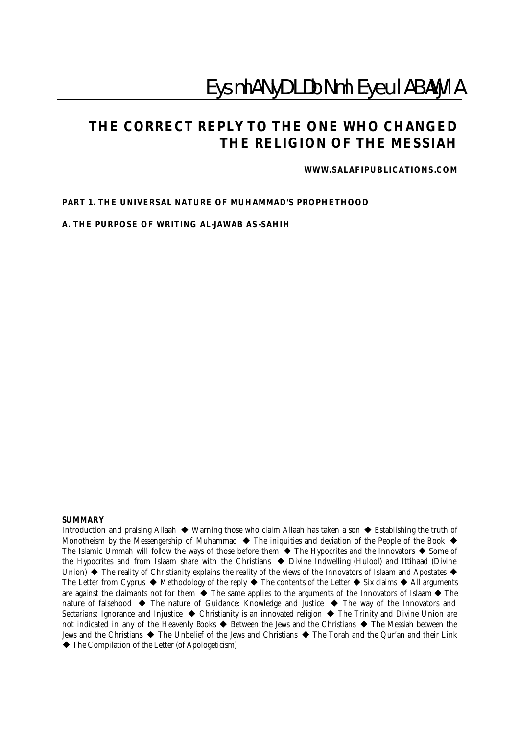# Eys mhANyDLDb Nmh Eyeu l ABAWMA

## THE CORRECT REPLY TO THE ONE WHO CHANGED THE RELIGION OF THE MESSIAH

**WWW.SALAFIPUBLICATIONS.COM**

**PART 1. THE UNIVERSAL NATURE OF MUHAMMAD'S PROPHETHOOD**

**A. THE PURPOSE OF WRITING AL-JAWAB AS-SAHIH**

**SUMMARY**

Introduction and praising Allaah ◆ Warning those who claim Allaah has taken a son ◆ Establishing the truth of Monotheism by the Messengership of Muhammad ◆ The iniquities and deviation of the People of the Book ◆ The Islamic Ummah will follow the ways of those before them ◆ The Hypocrites and the Innovators ◆ Some of the Hypocrites and from Islaam share with the Christians ◆ Divine Indwelling (Hulool) and Ittihaad (Divine Union) ◆ The reality of Christianity explains the reality of the views of the Innovators of Islaam and Apostates ◆ The Letter from Cyprus ◆ Methodology of the reply ◆ The contents of the Letter ◆ Six claims ◆ All arguments are against the claimants not for them ◆ The same applies to the arguments of the Innovators of Islaam ◆ The nature of falsehood ◆ The nature of Guidance: Knowledge and Justice ◆ The way of the Innovators and Sectarians: Ignorance and Injustice ◆ Christianity is an innovated religion ◆ The Trinity and Divine Union are not indicated in any of the Heavenly Books ◆ Between the Jews and the Christians ◆ The Messiah between the Jews and the Christians ◆ The Unbelief of the Jews and Christians ◆ The Torah and the Qur'an and their Link ◆ The Compilation of the Letter (of Apologeticism)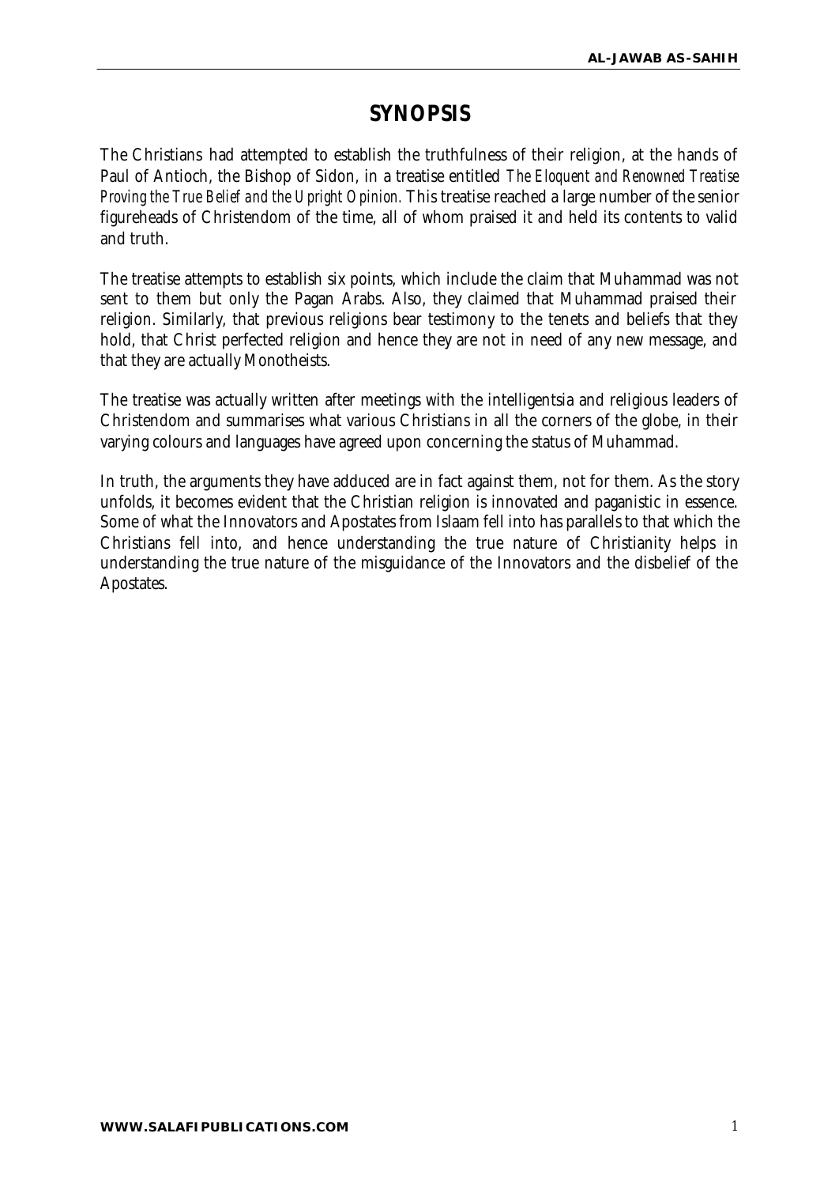# SYNOPSIS

The Christians had attempted to establish the truthfulness of their religion, at the hands of Paul of Antioch, the Bishop of Sidon, in a treatise entitled *The Eloquent and Renowned Treatise Proving the True Belief and the Upright Opinion.* This treatise reached a large number of the senior figureheads of Christendom of the time, all of whom praised it and held its contents to valid and truth.

The treatise attempts to establish six points, which include the claim that Muhammad was not sent to them but only the Pagan Arabs. Also, they claimed that Muhammad praised their religion. Similarly, that previous religions bear testimony to the tenets and beliefs that they hold, that Christ perfected religion and hence they are not in need of any new message, and that they are actually Monotheists.

The treatise was actually written after meetings with the intelligentsia and religious leaders of Christendom and summarises what various Christians in all the corners of the globe, in their varying colours and languages have agreed upon concerning the status of Muhammad.

In truth, the arguments they have adduced are in fact against them, not for them. As the story unfolds, it becomes evident that the Christian religion is innovated and paganistic in essence. Some of what the Innovators and Apostates from Islaam fell into has parallels to that which the Christians fell into, and hence understanding the true nature of Christianity helps in understanding the true nature of the misguidance of the Innovators and the disbelief of the Apostates.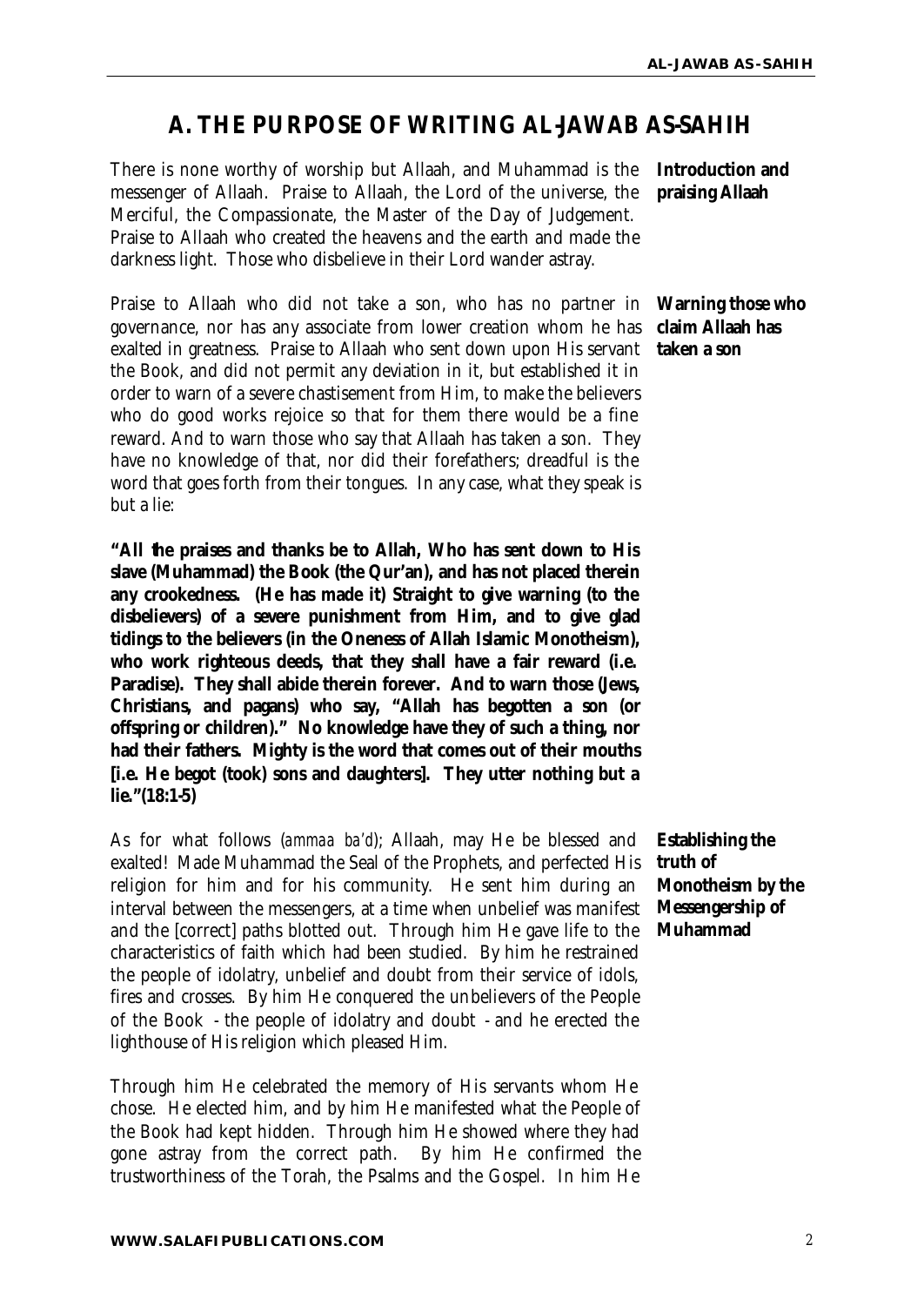## A. THE PURPOSE OF WRITING AL-JAWAB AS-SAHIH

**Introduction and praising Allaah**

There is none worthy of worship but Allaah, and Muhammad is the messenger of Allaah. Praise to Allaah, the Lord of the universe, the Merciful, the Compassionate, the Master of the Day of Judgement. Praise to Allaah who created the heavens and the earth and made the darkness light. Those who disbelieve in their Lord wander astray.

**Warning those who claim Allaah has taken a son**

Praise to Allaah who did not take a son, who has no partner in governance, nor has any associate from lower creation whom he has exalted in greatness. Praise to Allaah who sent down upon His servant the Book, and did not permit any deviation in it, but established it in order to warn of a severe chastisement from Him, to make the believers who do good works rejoice so that for them there would be a fine reward. And to warn those who say that Allaah has taken a son. They have no knowledge of that, nor did their forefathers; dreadful is the word that goes forth from their tongues. In any case, what they speak is but a lie:

**"All the praises and thanks be to Allah, Who has sent down to His slave (Muhammad) the Book (the Qur'an), and has not placed therein any crookedness. (He has made it) Straight to give warning (to the disbelievers) of a severe punishment from Him, and to give glad tidings to the believers (in the Oneness of Allah Islamic Monotheism), who work righteous deeds, that they shall have a fair reward (i.e. Paradise). They shall abide therein forever. And to warn those (Jews, Christians, and pagans) who say, "Allah has begotten a son (or offspring or children)." No knowledge have they of such a thing, nor had their fathers. Mighty is the word that comes out of their mouths [i.e. He begot (took) sons and daughters]. They utter nothing but a lie."(18:1-5)**

**Establishing the truth of Monotheism by the Messengership of Muhammad**

As for what follows (*ammaa ba'd*); Allaah, may He be blessed and exalted! Made Muhammad the Seal of the Prophets, and perfected His religion for him and for his community. He sent him during an interval between the messengers, at a time when unbelief was manifest and the [correct] paths blotted out. Through him He gave life to the characteristics of faith which had been studied. By him he restrained the people of idolatry, unbelief and doubt from their service of idols, fires and crosses. By him He conquered the unbelievers of the People of the Book - the people of idolatry and doubt - and he erected the lighthouse of His religion which pleased Him.

Through him He celebrated the memory of His servants whom He chose. He elected him, and by him He manifested what the People of the Book had kept hidden. Through him He showed where they had gone astray from the correct path. By him He confirmed the trustworthiness of the Torah, the Psalms and the Gospel. In him He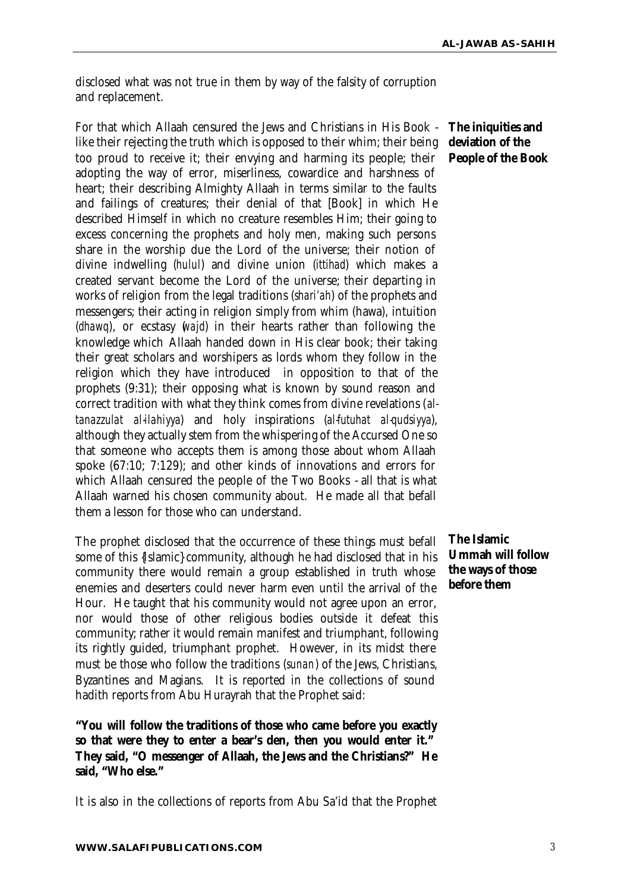disclosed what was not true in them by way of the falsity of corruption and replacement.

**The iniquities and deviation of the People of the Book**

For that which Allaah censured the Jews and Christians in His Book - like their rejecting the truth which is opposed to their whim; their being too proud to receive it; their envying and harming its people; their adopting the way of error, miserliness, cowardice and harshness of heart; their describing Almighty Allaah in terms similar to the faults and failings of creatures; their denial of that [Book] in which He described Himself in which no creature resembles Him; their going to excess concerning the prophets and holy men, making such persons share in the worship due the Lord of the universe; their notion of divine indwelling (*hulul*) and divine union (*ittihad*) which makes a created servant become the Lord of the universe; their departing in works of religion from the legal traditions (*shari'ah*) of the prophets and messengers; their acting in religion simply from whim (hawa), intuition (*dhawq*), or ecstasy (*wajd*) in their hearts rather than following the knowledge which Allaah handed down in His clear book; their taking their great scholars and worshipers as lords whom they follow in the religion which they have introduced in opposition to that of the prophets (9:31); their opposing what is known by sound reason and correct tradition with what they think comes from divine revelations (*al-tanazzulat al-ilahiyya*) and holy inspirations (*al-futuhat al-qudsiyya*), although they actually stem from the whispering of the Accursed One so that someone who accepts them is among those about whom Allaah spoke (67:10; 7:129); and other kinds of innovations and errors for which Allaah censured the people of the Two Books - all that is what Allaah warned his chosen community about. He made all that befall them a lesson for those who can understand.

**The Islamic Ummah will follow the ways of those before them**

The prophet disclosed that the occurrence of these things must befall some of this {Islamic} community, although he had disclosed that in his community there would remain a group established in truth whose enemies and deserters could never harm even until the arrival of the Hour. He taught that his community would not agree upon an error, nor would those of other religious bodies outside it defeat this community; rather it would remain manifest and triumphant, following its rightly guided, triumphant prophet. However, in its midst there must be those who follow the traditions (*sunan*) of the Jews, Christians, Byzantines and Magians. It is reported in the collections of sound hadith reports from Abu Hurayrah that the Prophet said:

**"You will follow the traditions of those who came before you exactly so that were they to enter a bear's den, then you would enter it." They said, "O messenger of Allaah, the Jews and the Christians?" He said, "Who else."**

It is also in the collections of reports from Abu Sa'id that the Prophet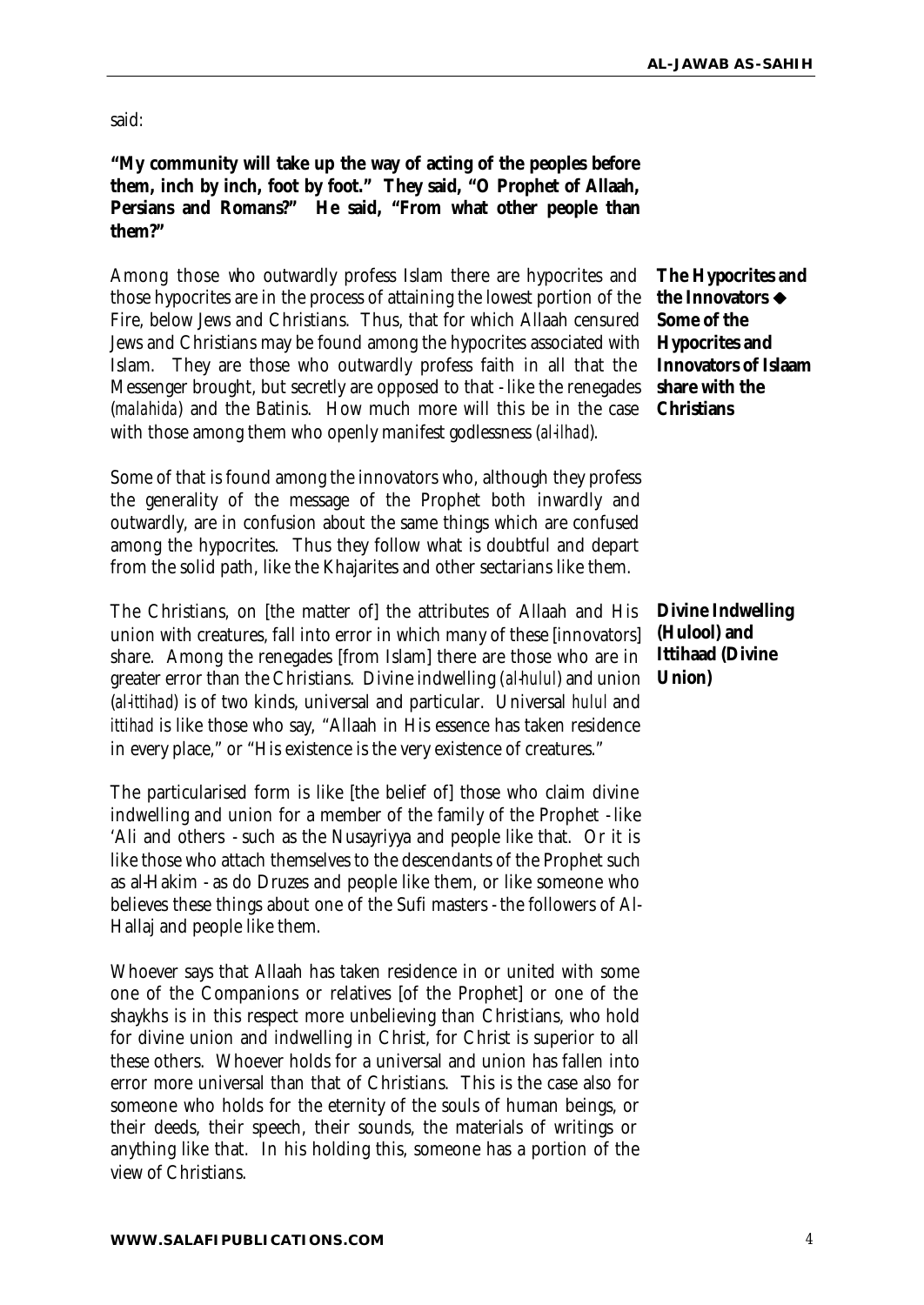said:

**"My community will take up the way of acting of the peoples before them, inch by inch, foot by foot." They said, "O Prophet of Allaah, Persians and Romans?" He said, "From what other people than them?"**

**The Hypocrites and the Innovators ◆ Some of the Hypocrites and Innovators of Islaam share with the Christians**

Among those who outwardly profess Islam there are hypocrites and those hypocrites are in the process of attaining the lowest portion of the Fire, below Jews and Christians. Thus, that for which Allaah censured Jews and Christians may be found among the hypocrites associated with Islam. They are those who outwardly profess faith in all that the Messenger brought, but secretly are opposed to that - like the renegades (*malahida*) and the Batinis. How much more will this be in the case with those among them who openly manifest godlessness (*al-ilhad*).

Some of that is found among the innovators who, although they profess the generality of the message of the Prophet both inwardly and outwardly, are in confusion about the same things which are confused among the hypocrites. Thus they follow what is doubtful and depart from the solid path, like the Khajarites and other sectarians like them.

**Divine Indwelling (Hulool) and Ittihaad (Divine Union)**

The Christians, on [the matter of] the attributes of Allaah and His union with creatures, fall into error in which many of these [innovators] share. Among the renegades [from Islam] there are those who are in greater error than the Christians. Divine indwelling (*al-hulul*) and union (*al-ittihad*) is of two kinds, universal and particular. Universal *hulul* and *ittihad* is like those who say, "Allaah in His essence has taken residence in every place," or "His existence is the very existence of creatures."

The particularised form is like [the belief of] those who claim divine indwelling and union for a member of the family of the Prophet - like 'Ali and others - such as the Nusayriyya and people like that. Or it is like those who attach themselves to the descendants of the Prophet such as al-Hakim - as do Druzes and people like them, or like someone who believes these things about one of the Sufi masters - the followers of Al-Hallaj and people like them.

Whoever says that Allaah has taken residence in or united with some one of the Companions or relatives [of the Prophet] or one of the shaykhs is in this respect more unbelieving than Christians, who hold for divine union and indwelling in Christ, for Christ is superior to all these others. Whoever holds for a universal and union has fallen into error more universal than that of Christians. This is the case also for someone who holds for the eternity of the souls of human beings, or their deeds, their speech, their sounds, the materials of writings or anything like that. In his holding this, someone has a portion of the view of Christians.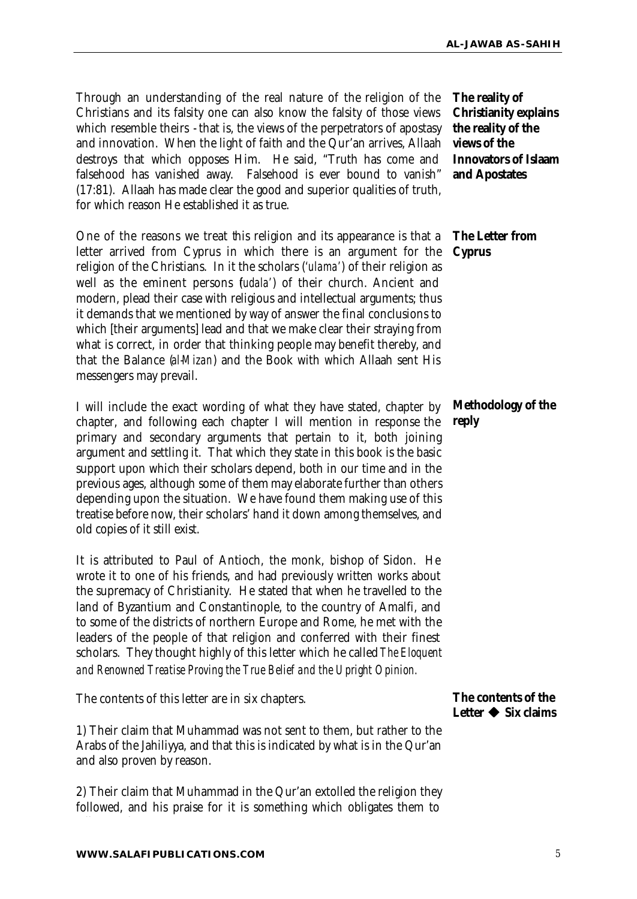**The reality of Christianity explains the reality of the views of the Innovators of Islaam and Apostates**

Through an understanding of the real nature of the religion of the Christians and its falsity one can also know the falsity of those views which resemble theirs - that is, the views of the perpetrators of apostasy and innovation. When the light of faith and the Qur'an arrives, Allaah destroys that which opposes Him. He said, "Truth has come and falsehood has vanished away. Falsehood is ever bound to vanish" (17:81). Allaah has made clear the good and superior qualities of truth, for which reason He established it as true.

**The Letter from Cyprus**

One of the reasons we treat this religion and its appearance is that a letter arrived from Cyprus in which there is an argument for the religion of the Christians. In it the scholars (*'ulama'*) of their religion as well as the eminent persons (*udala'*) of their church. Ancient and modern, plead their case with religious and intellectual arguments; thus it demands that we mentioned by way of answer the final conclusions to which [their arguments] lead and that we make clear their straying from what is correct, in order that thinking people may benefit thereby, and that the Balance (*al-Mizan*) and the Book with which Allaah sent His messengers may prevail.

**Methodology of the reply**

I will include the exact wording of what they have stated, chapter by chapter, and following each chapter I will mention in response the primary and secondary arguments that pertain to it, both joining argument and settling it. That which they state in this book is the basic support upon which their scholars depend, both in our time and in the previous ages, although some of them may elaborate further than others depending upon the situation. We have found them making use of this treatise before now, their scholars' hand it down among themselves, and old copies of it still exist.

It is attributed to Paul of Antioch, the monk, bishop of Sidon. He wrote it to one of his friends, and had previously written works about the supremacy of Christianity. He stated that when he travelled to the land of Byzantium and Constantinople, to the country of Amalfi, and to some of the districts of northern Europe and Rome, he met with the leaders of the people of that religion and conferred with their finest scholars. They thought highly of this letter which he called *The Eloquent and Renowned Treatise Proving the True Belief and the Upright Opinion.*

**The contents of the Letter ◆ Six claims**

The contents of this letter are in six chapters.

1) Their claim that Muhammad was not sent to them, but rather to the Arabs of the Jahiliyya, and that this is indicated by what is in the Qur'an and also proven by reason.

2) Their claim that Muhammad in the Qur'an extolled the religion they followed, and his praise for it is something which obligates them to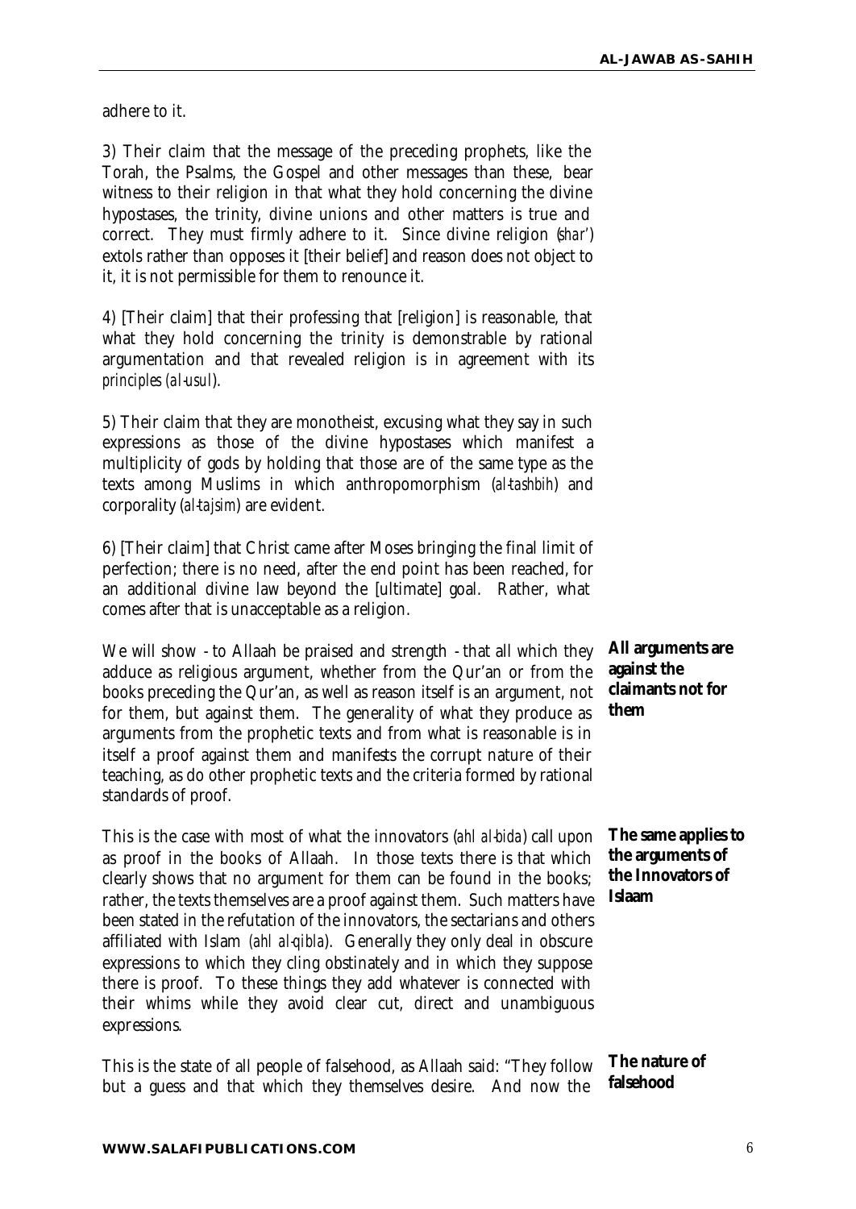adhere to it.

3) Their claim that the message of the preceding prophets, like the Torah, the Psalms, the Gospel and other messages than these, bear witness to their religion in that what they hold concerning the divine hypostases, the trinity, divine unions and other matters is true and correct. They must firmly adhere to it. Since divine religion (*shar'*) extols rather than opposes it [their belief] and reason does not object to it, it is not permissible for them to renounce it.

4) [Their claim] that their professing that [religion] is reasonable, that what they hold concerning the trinity is demonstrable by rational argumentation and that revealed religion is in agreement with its *principles (al-usul)*.

5) Their claim that they are monotheist, excusing what they say in such expressions as those of the divine hypostases which manifest a multiplicity of gods by holding that those are of the same type as the texts among Muslims in which anthropomorphism *(al-tashbih)* and corporality (*al-tajsim*) are evident.

6) [Their claim] that Christ came after Moses bringing the final limit of perfection; there is no need, after the end point has been reached, for an additional divine law beyond the [ultimate] goal. Rather, what comes after that is unacceptable as a religion.

**All arguments are against the claimants not for them**

We will show - to Allaah be praised and strength - that all which they adduce as religious argument, whether from the Qur'an or from the books preceding the Qur'an, as well as reason itself is an argument, not for them, but against them. The generality of what they produce as arguments from the prophetic texts and from what is reasonable is in itself a proof against them and manifests the corrupt nature of their teaching, as do other prophetic texts and the criteria formed by rational standards of proof.

**The same applies to the arguments of the Innovators of Islaam**

This is the case with most of what the innovators (*ahl al-bida*) call upon as proof in the books of Allaah. In those texts there is that which clearly shows that no argument for them can be found in the books; rather, the texts themselves are a proof against them. Such matters have been stated in the refutation of the innovators, the sectarians and others affiliated with Islam *(ahl al-qibla)*. Generally they only deal in obscure expressions to which they cling obstinately and in which they suppose there is proof. To these things they add whatever is connected with their whims while they avoid clear cut, direct and unambiguous expressions.

**The nature of falsehood**

This is the state of all people of falsehood, as Allaah said: "They follow but a guess and that which they themselves desire. And now the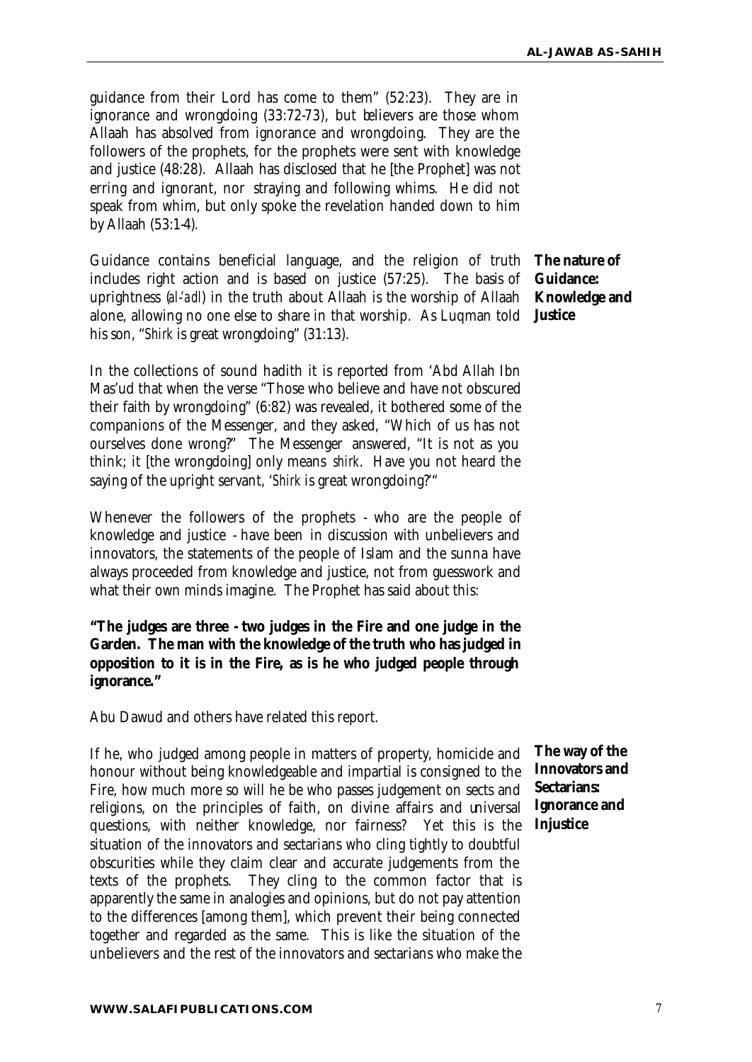guidance from their Lord has come to them" (52:23). They are in ignorance and wrongdoing (33:72-73), but believers are those whom Allaah has absolved from ignorance and wrongdoing. They are the followers of the prophets, for the prophets were sent with knowledge and justice (48:28). Allaah has disclosed that he [the Prophet] was not erring and ignorant, nor straying and following whims. He did not speak from whim, but only spoke the revelation handed down to him by Allaah (53:1-4).

**The nature of Guidance: Knowledge and Justice**

Guidance contains beneficial language, and the religion of truth includes right action and is based on justice (57:25). The basis of uprightness (*al-'adl*) in the truth about Allaah is the worship of Allaah alone, allowing no one else to share in that worship. As Luqman told his son, "*Shirk* is great wrongdoing" (31:13).

In the collections of sound hadith it is reported from 'Abd Allah Ibn Mas'ud that when the verse "Those who believe and have not obscured their faith by wrongdoing" (6:82) was revealed, it bothered some of the companions of the Messenger, and they asked, "Which of us has not ourselves done wrong?" The Messenger answered, "It is not as you think; it [the wrongdoing] only means *shirk*. Have you not heard the saying of the upright servant, '*Shirk* is great wrongdoing?'"

Whenever the followers of the prophets - who are the people of knowledge and justice - have been in discussion with unbelievers and innovators, the statements of the people of Islam and the sunna have always proceeded from knowledge and justice, not from guesswork and what their own minds imagine. The Prophet has said about this:

**"The judges are three - two judges in the Fire and one judge in the Garden. The man with the knowledge of the truth who has judged in opposition to it is in the Fire, as is he who judged people through ignorance."**

Abu Dawud and others have related this report.

**The way of the Innovators and Sectarians: Ignorance and Injustice**

If he, who judged among people in matters of property, homicide and honour without being knowledgeable and impartial is consigned to the Fire, how much more so will he be who passes judgement on sects and religions, on the principles of faith, on divine affairs and universal questions, with neither knowledge, nor fairness? Yet this is the situation of the innovators and sectarians who cling tightly to doubtful obscurities while they claim clear and accurate judgements from the texts of the prophets. They cling to the common factor that is apparently the same in analogies and opinions, but do not pay attention to the differences [among them], which prevent their being connected together and regarded as the same. This is like the situation of the unbelievers and the rest of the innovators and sectarians who make the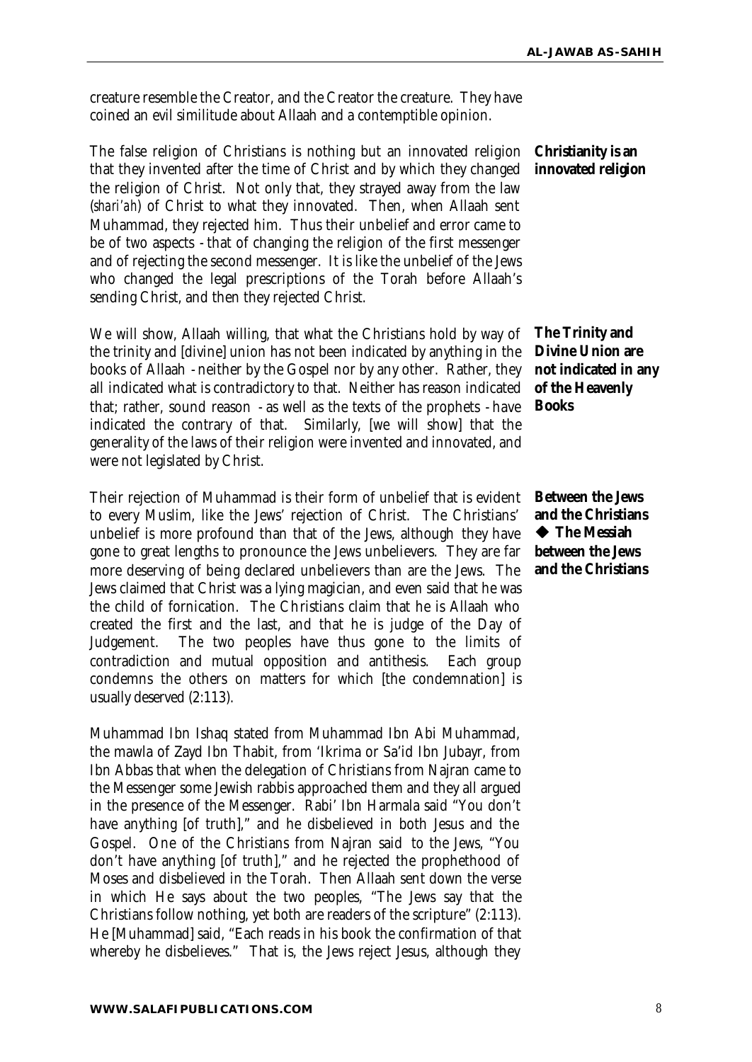creature resemble the Creator, and the Creator the creature. They have coined an evil similitude about Allaah and a contemptible opinion.

**Christianity is an innovated religion**

The false religion of Christians is nothing but an innovated religion that they invented after the time of Christ and by which they changed the religion of Christ. Not only that, they strayed away from the law (*shari'ah*) of Christ to what they innovated. Then, when Allaah sent Muhammad, they rejected him. Thus their unbelief and error came to be of two aspects - that of changing the religion of the first messenger and of rejecting the second messenger. It is like the unbelief of the Jews who changed the legal prescriptions of the Torah before Allaah's sending Christ, and then they rejected Christ.

**The Trinity and Divine Union are not indicated in any of the Heavenly Books**

We will show, Allaah willing, that what the Christians hold by way of the trinity and [divine] union has not been indicated by anything in the books of Allaah - neither by the Gospel nor by any other. Rather, they all indicated what is contradictory to that. Neither has reason indicated that; rather, sound reason - as well as the texts of the prophets - have indicated the contrary of that. Similarly, [we will show] that the generality of the laws of their religion were invented and innovated, and were not legislated by Christ.

**Between the Jews and the Christians ◆ The Messiah between the Jews and the Christians**

Their rejection of Muhammad is their form of unbelief that is evident to every Muslim, like the Jews' rejection of Christ. The Christians' unbelief is more profound than that of the Jews, although they have gone to great lengths to pronounce the Jews unbelievers. They are far more deserving of being declared unbelievers than are the Jews. The Jews claimed that Christ was a lying magician, and even said that he was the child of fornication. The Christians claim that he is Allaah who created the first and the last, and that he is judge of the Day of Judgement. The two peoples have thus gone to the limits of contradiction and mutual opposition and antithesis. Each group condemns the others on matters for which [the condemnation] is usually deserved (2:113).

Muhammad Ibn Ishaq stated from Muhammad Ibn Abi Muhammad, the mawla of Zayd Ibn Thabit, from 'Ikrima or Sa'id Ibn Jubayr, from Ibn Abbas that when the delegation of Christians from Najran came to the Messenger some Jewish rabbis approached them and they all argued in the presence of the Messenger. Rabi' Ibn Harmala said "You don't have anything [of truth]," and he disbelieved in both Jesus and the Gospel. One of the Christians from Najran said to the Jews, "You don't have anything [of truth]," and he rejected the prophethood of Moses and disbelieved in the Torah. Then Allaah sent down the verse in which He says about the two peoples, "The Jews say that the Christians follow nothing, yet both are readers of the scripture" (2:113). He [Muhammad] said, "Each reads in his book the confirmation of that whereby he disbelieves." That is, the Jews reject Jesus, although they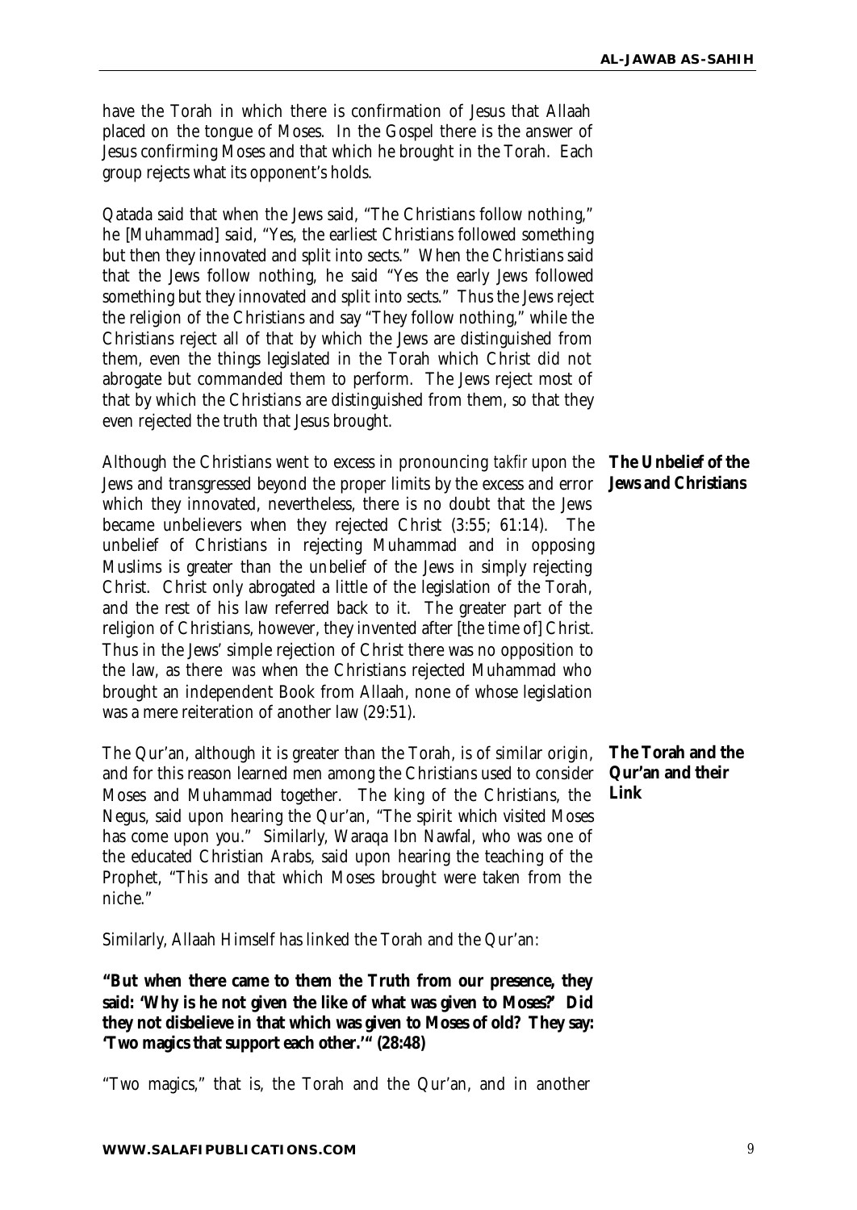have the Torah in which there is confirmation of Jesus that Allaah placed on the tongue of Moses. In the Gospel there is the answer of Jesus confirming Moses and that which he brought in the Torah. Each group rejects what its opponent's holds.

Qatada said that when the Jews said, "The Christians follow nothing," he [Muhammad] said, "Yes, the earliest Christians followed something but then they innovated and split into sects." When the Christians said that the Jews follow nothing, he said "Yes the early Jews followed something but they innovated and split into sects." Thus the Jews reject the religion of the Christians and say "They follow nothing," while the Christians reject all of that by which the Jews are distinguished from them, even the things legislated in the Torah which Christ did not abrogate but commanded them to perform. The Jews reject most of that by which the Christians are distinguished from them, so that they even rejected the truth that Jesus brought.

**The Unbelief of the Jews and Christians**

Although the Christians went to excess in pronouncing *takfir* upon the Jews and transgressed beyond the proper limits by the excess and error which they innovated, nevertheless, there is no doubt that the Jews became unbelievers when they rejected Christ (3:55; 61:14). The unbelief of Christians in rejecting Muhammad and in opposing Muslims is greater than the unbelief of the Jews in simply rejecting Christ. Christ only abrogated a little of the legislation of the Torah, and the rest of his law referred back to it. The greater part of the religion of Christians, however, they invented after [the time of] Christ. Thus in the Jews' simple rejection of Christ there was no opposition to the law, as there *was* when the Christians rejected Muhammad who brought an independent Book from Allaah, none of whose legislation was a mere reiteration of another law (29:51).

**The Torah and the Qur'an and their Link**

The Qur'an, although it is greater than the Torah, is of similar origin, and for this reason learned men among the Christians used to consider Moses and Muhammad together. The king of the Christians, the Negus, said upon hearing the Qur'an, "The spirit which visited Moses has come upon you." Similarly, Waraqa Ibn Nawfal, who was one of the educated Christian Arabs, said upon hearing the teaching of the Prophet, "This and that which Moses brought were taken from the niche."

Similarly, Allaah Himself has linked the Torah and the Qur'an:

**"But when there came to them the Truth from our presence, they said: 'Why is he not given the like of what was given to Moses?' Did they not disbelieve in that which was given to Moses of old? They say: 'Two magics that support each other.'" (28:48)**

"Two magics," that is, the Torah and the Qur'an, and in another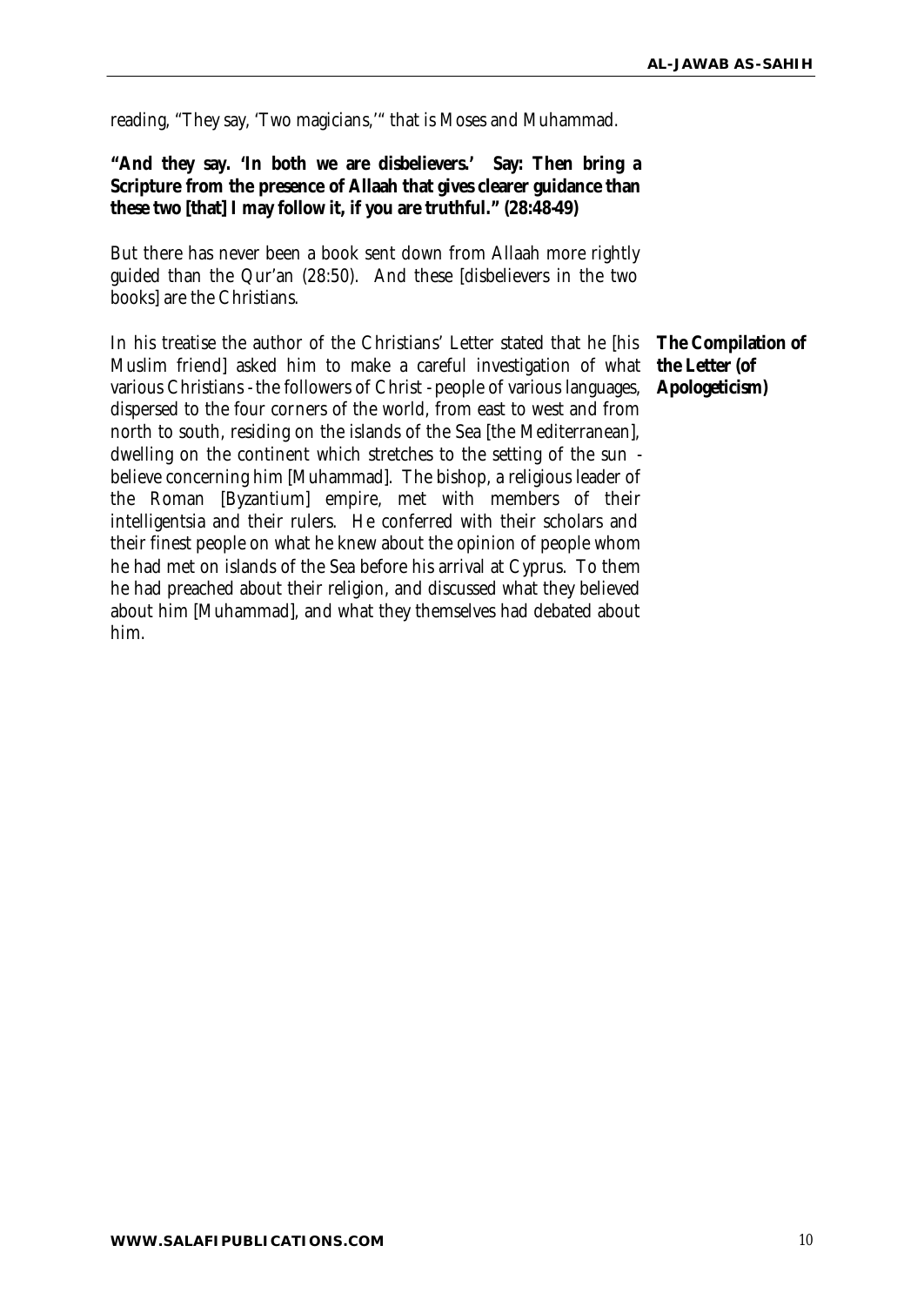reading, "They say, 'Two magicians,'" that is Moses and Muhammad.

**"And they say. 'In both we are disbelievers.' Say: Then bring a Scripture from the presence of Allaah that gives clearer guidance than these two [that] I may follow it, if you are truthful." (28:48-49)**

But there has never been a book sent down from Allaah more rightly guided than the Qur'an (28:50). And these [disbelievers in the two books] are the Christians.

**The Compilation of the Letter (of Apologeticism)**

In his treatise the author of the Christians' Letter stated that he [his Muslim friend] asked him to make a careful investigation of what various Christians - the followers of Christ - people of various languages, dispersed to the four corners of the world, from east to west and from north to south, residing on the islands of the Sea [the Mediterranean], dwelling on the continent which stretches to the setting of the sun - believe concerning him [Muhammad]. The bishop, a religious leader of the Roman [Byzantium] empire, met with members of their intelligentsia and their rulers. He conferred with their scholars and their finest people on what he knew about the opinion of people whom he had met on islands of the Sea before his arrival at Cyprus. To them he had preached about their religion, and discussed what they believed about him [Muhammad], and what they themselves had debated about him.